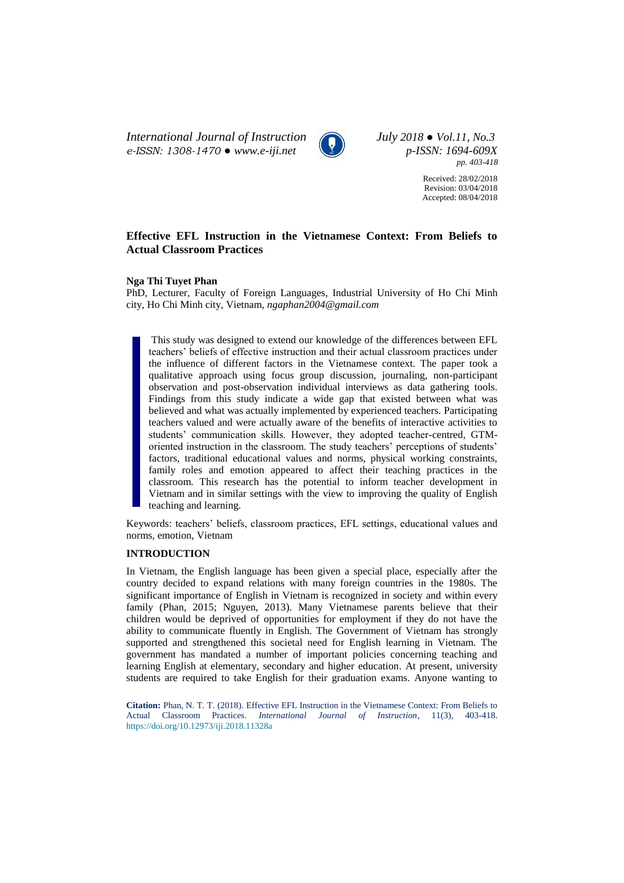# Effective EFL Instruction in the Vietnamese Context: From Beliefs to Actual Classroom Practices

**Nga Thi Tuyet Phan**

PhD, Lecturer, Faculty of Foreign Languages, Industrial University of Ho Chi Minh city, Ho Chi Minh city, Vietnam, *ngaphan2004@gmail.com*

Received: 28/02/2018
Revision: 03/04/2018
Accepted: 08/04/2018

This study was designed to extend our knowledge of the differences between EFL teachers' beliefs of effective instruction and their actual classroom practices under the influence of different factors in the Vietnamese context. The paper took a qualitative approach using focus group discussion, journaling, non-participant observation and post-observation individual interviews as data gathering tools. Findings from this study indicate a wide gap that existed between what was believed and what was actually implemented by experienced teachers. Participating teachers valued and were actually aware of the benefits of interactive activities to students' communication skills. However, they adopted teacher-centred, GTM-oriented instruction in the classroom. The study teachers' perceptions of students' factors, traditional educational values and norms, physical working constraints, family roles and emotion appeared to affect their teaching practices in the classroom. This research has the potential to inform teacher development in Vietnam and in similar settings with the view to improving the quality of English teaching and learning.

Keywords: teachers' beliefs, classroom practices, EFL settings, educational values and norms, emotion, Vietnam

## INTRODUCTION

In Vietnam, the English language has been given a special place, especially after the country decided to expand relations with many foreign countries in the 1980s. The significant importance of English in Vietnam is recognized in society and within every family (Phan, 2015; Nguyen, 2013). Many Vietnamese parents believe that their children would be deprived of opportunities for employment if they do not have the ability to communicate fluently in English. The Government of Vietnam has strongly supported and strengthened this societal need for English learning in Vietnam. The government has mandated a number of important policies concerning teaching and learning English at elementary, secondary and higher education. At present, university students are required to take English for their graduation exams. Anyone wanting to

**Citation:** Phan, N. T. T. (2018). Effective EFL Instruction in the Vietnamese Context: From Beliefs to Actual Classroom Practices. *International Journal of Instruction*, 11(3), 403-418. https://doi.org/10.12973/iji.2018.11328a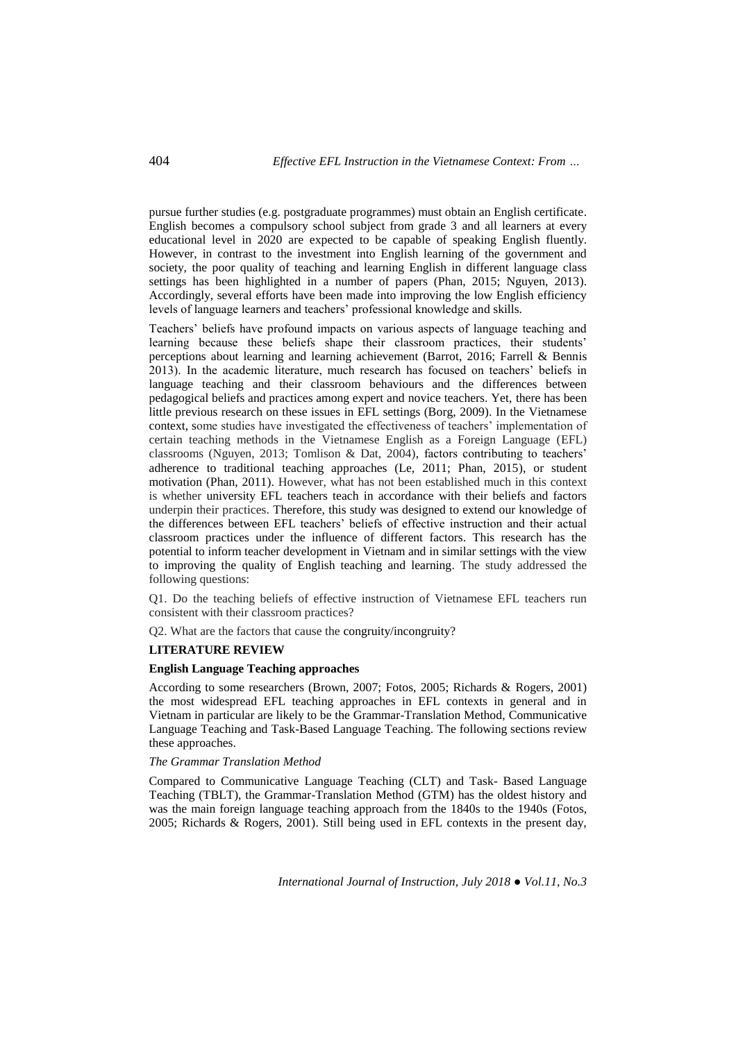pursue further studies (e.g. postgraduate programmes) must obtain an English certificate. English becomes a compulsory school subject from grade 3 and all learners at every educational level in 2020 are expected to be capable of speaking English fluently. However, in contrast to the investment into English learning of the government and society, the poor quality of teaching and learning English in different language class settings has been highlighted in a number of papers (Phan, 2015; Nguyen, 2013). Accordingly, several efforts have been made into improving the low English efficiency levels of language learners and teachers' professional knowledge and skills.

Teachers' beliefs have profound impacts on various aspects of language teaching and learning because these beliefs shape their classroom practices, their students' perceptions about learning and learning achievement (Barrot, 2016; Farrell & Bennis 2013). In the academic literature, much research has focused on teachers' beliefs in language teaching and their classroom behaviours and the differences between pedagogical beliefs and practices among expert and novice teachers. Yet, there has been little previous research on these issues in EFL settings (Borg, 2009). In the Vietnamese context, some studies have investigated the effectiveness of teachers' implementation of certain teaching methods in the Vietnamese English as a Foreign Language (EFL) classrooms (Nguyen, 2013; Tomlison & Dat, 2004), factors contributing to teachers' adherence to traditional teaching approaches (Le, 2011; Phan, 2015), or student motivation (Phan, 2011). However, what has not been established much in this context is whether university EFL teachers teach in accordance with their beliefs and factors underpin their practices. Therefore, this study was designed to extend our knowledge of the differences between EFL teachers' beliefs of effective instruction and their actual classroom practices under the influence of different factors. This research has the potential to inform teacher development in Vietnam and in similar settings with the view to improving the quality of English teaching and learning. The study addressed the following questions:

Q1. Do the teaching beliefs of effective instruction of Vietnamese EFL teachers run consistent with their classroom practices?

Q2. What are the factors that cause the congruity/incongruity?

## LITERATURE REVIEW

### English Language Teaching approaches

According to some researchers (Brown, 2007; Fotos, 2005; Richards & Rogers, 2001) the most widespread EFL teaching approaches in EFL contexts in general and in Vietnam in particular are likely to be the Grammar-Translation Method, Communicative Language Teaching and Task-Based Language Teaching. The following sections review these approaches.

#### *The Grammar Translation Method*

Compared to Communicative Language Teaching (CLT) and Task- Based Language Teaching (TBLT), the Grammar-Translation Method (GTM) has the oldest history and was the main foreign language teaching approach from the 1840s to the 1940s (Fotos, 2005; Richards & Rogers, 2001). Still being used in EFL contexts in the present day,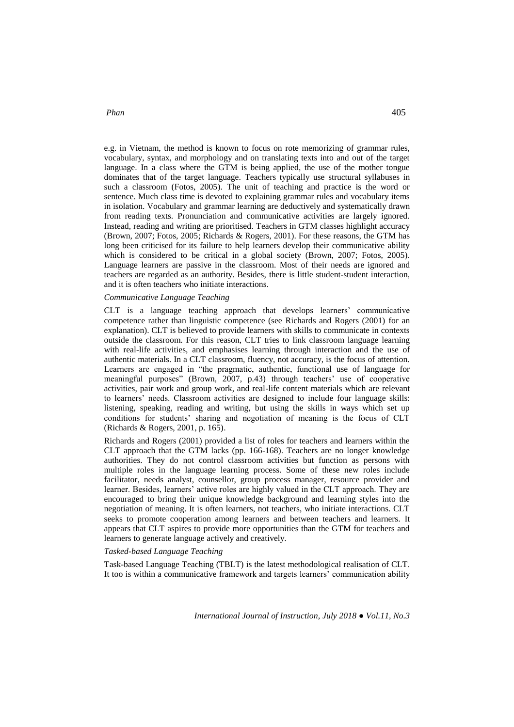e.g. in Vietnam, the method is known to focus on rote memorizing of grammar rules, vocabulary, syntax, and morphology and on translating texts into and out of the target language. In a class where the GTM is being applied, the use of the mother tongue dominates that of the target language. Teachers typically use structural syllabuses in such a classroom (Fotos, 2005). The unit of teaching and practice is the word or sentence. Much class time is devoted to explaining grammar rules and vocabulary items in isolation. Vocabulary and grammar learning are deductively and systematically drawn from reading texts. Pronunciation and communicative activities are largely ignored. Instead, reading and writing are prioritised. Teachers in GTM classes highlight accuracy (Brown, 2007; Fotos, 2005; Richards & Rogers, 2001). For these reasons, the GTM has long been criticised for its failure to help learners develop their communicative ability which is considered to be critical in a global society (Brown, 2007; Fotos, 2005). Language learners are passive in the classroom. Most of their needs are ignored and teachers are regarded as an authority. Besides, there is little student-student interaction, and it is often teachers who initiate interactions.

### *Communicative Language Teaching*

CLT is a language teaching approach that develops learners' communicative competence rather than linguistic competence (see Richards and Rogers (2001) for an explanation). CLT is believed to provide learners with skills to communicate in contexts outside the classroom. For this reason, CLT tries to link classroom language learning with real-life activities, and emphasises learning through interaction and the use of authentic materials. In a CLT classroom, fluency, not accuracy, is the focus of attention. Learners are engaged in "the pragmatic, authentic, functional use of language for meaningful purposes" (Brown, 2007, p.43) through teachers' use of cooperative activities, pair work and group work, and real-life content materials which are relevant to learners' needs. Classroom activities are designed to include four language skills: listening, speaking, reading and writing, but using the skills in ways which set up conditions for students' sharing and negotiation of meaning is the focus of CLT (Richards & Rogers, 2001, p. 165).

Richards and Rogers (2001) provided a list of roles for teachers and learners within the CLT approach that the GTM lacks (pp. 166-168). Teachers are no longer knowledge authorities. They do not control classroom activities but function as persons with multiple roles in the language learning process. Some of these new roles include facilitator, needs analyst, counsellor, group process manager, resource provider and learner. Besides, learners' active roles are highly valued in the CLT approach. They are encouraged to bring their unique knowledge background and learning styles into the negotiation of meaning. It is often learners, not teachers, who initiate interactions. CLT seeks to promote cooperation among learners and between teachers and learners. It appears that CLT aspires to provide more opportunities than the GTM for teachers and learners to generate language actively and creatively.

### *Tasked-based Language Teaching*

Task-based Language Teaching (TBLT) is the latest methodological realisation of CLT. It too is within a communicative framework and targets learners' communication ability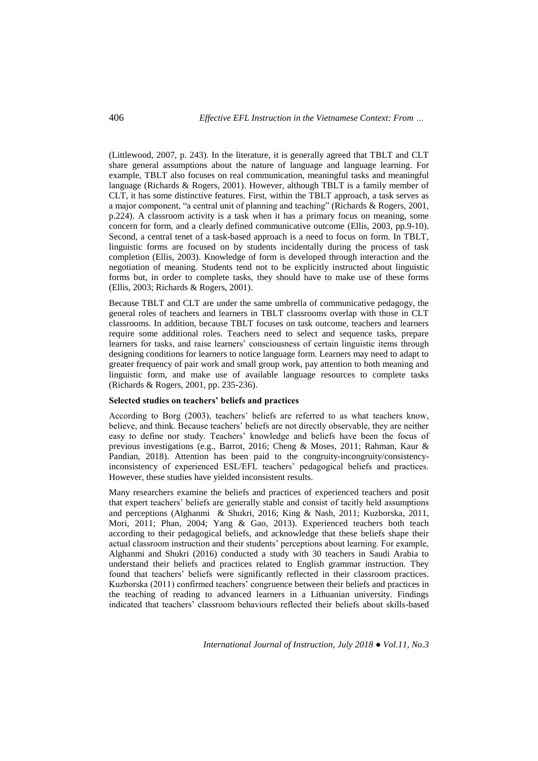(Littlewood, 2007, p. 243). In the literature, it is generally agreed that TBLT and CLT share general assumptions about the nature of language and language learning. For example, TBLT also focuses on real communication, meaningful tasks and meaningful language (Richards & Rogers, 2001). However, although TBLT is a family member of CLT, it has some distinctive features. First, within the TBLT approach, a task serves as a major component, "a central unit of planning and teaching" (Richards & Rogers, 2001, p.224). A classroom activity is a task when it has a primary focus on meaning, some concern for form, and a clearly defined communicative outcome (Ellis, 2003, pp.9-10). Second, a central tenet of a task-based approach is a need to focus on form. In TBLT, linguistic forms are focused on by students incidentally during the process of task completion (Ellis, 2003). Knowledge of form is developed through interaction and the negotiation of meaning. Students tend not to be explicitly instructed about linguistic forms but, in order to complete tasks, they should have to make use of these forms (Ellis, 2003; Richards & Rogers, 2001).

Because TBLT and CLT are under the same umbrella of communicative pedagogy, the general roles of teachers and learners in TBLT classrooms overlap with those in CLT classrooms. In addition, because TBLT focuses on task outcome, teachers and learners require some additional roles. Teachers need to select and sequence tasks, prepare learners for tasks, and raise learners' consciousness of certain linguistic items through designing conditions for learners to notice language form. Learners may need to adapt to greater frequency of pair work and small group work, pay attention to both meaning and linguistic form, and make use of available language resources to complete tasks (Richards & Rogers, 2001, pp. 235-236).

**Selected studies on teachers' beliefs and practices**

According to Borg (2003), teachers' beliefs are referred to as what teachers know, believe, and think. Because teachers' beliefs are not directly observable, they are neither easy to define nor study. Teachers' knowledge and beliefs have been the focus of previous investigations (e.g., Barrot, 2016; Cheng & Moses, 2011; Rahman, Kaur & Pandian, 2018). Attention has been paid to the congruity-incongruity/consistency-inconsistency of experienced ESL/EFL teachers' pedagogical beliefs and practices. However, these studies have yielded inconsistent results.

Many researchers examine the beliefs and practices of experienced teachers and posit that expert teachers' beliefs are generally stable and consist of tacitly held assumptions and perceptions (Alghanmi & Shukri, 2016; King & Nash, 2011; Kuzborska, 2011, Mori, 2011; Phan, 2004; Yang & Gao, 2013). Experienced teachers both teach according to their pedagogical beliefs, and acknowledge that these beliefs shape their actual classroom instruction and their students' perceptions about learning. For example, Alghanmi and Shukri (2016) conducted a study with 30 teachers in Saudi Arabia to understand their beliefs and practices related to English grammar instruction. They found that teachers' beliefs were significantly reflected in their classroom practices. Kuzborska (2011) confirmed teachers' congruence between their beliefs and practices in the teaching of reading to advanced learners in a Lithuanian university. Findings indicated that teachers' classroom behaviours reflected their beliefs about skills-based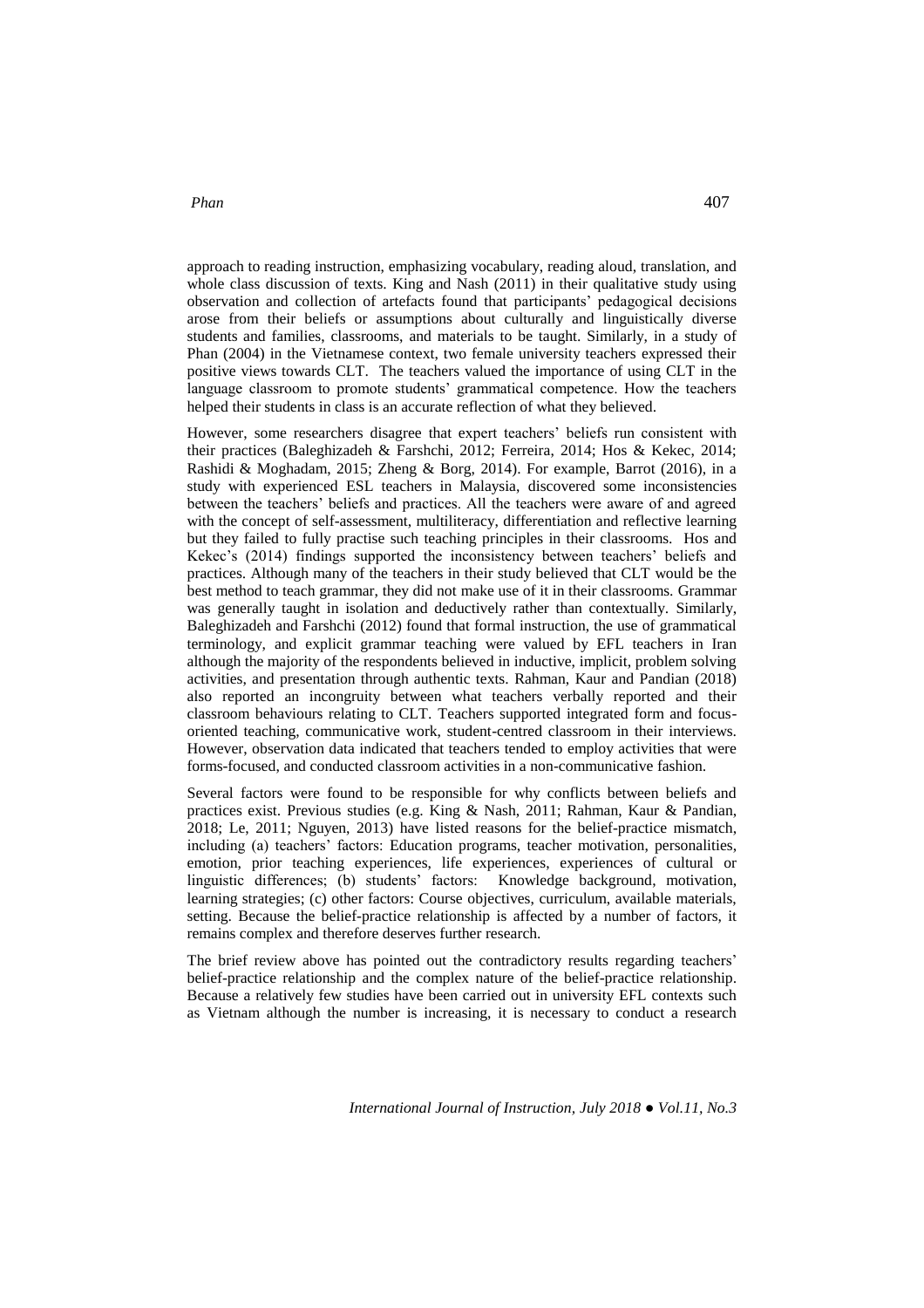approach to reading instruction, emphasizing vocabulary, reading aloud, translation, and whole class discussion of texts. King and Nash (2011) in their qualitative study using observation and collection of artefacts found that participants' pedagogical decisions arose from their beliefs or assumptions about culturally and linguistically diverse students and families, classrooms, and materials to be taught. Similarly, in a study of Phan (2004) in the Vietnamese context, two female university teachers expressed their positive views towards CLT. The teachers valued the importance of using CLT in the language classroom to promote students' grammatical competence. How the teachers helped their students in class is an accurate reflection of what they believed.

However, some researchers disagree that expert teachers' beliefs run consistent with their practices (Baleghizadeh & Farshchi, 2012; Ferreira, 2014; Hos & Kekec, 2014; Rashidi & Moghadam, 2015; Zheng & Borg, 2014). For example, Barrot (2016), in a study with experienced ESL teachers in Malaysia, discovered some inconsistencies between the teachers' beliefs and practices. All the teachers were aware of and agreed with the concept of self-assessment, multiliteracy, differentiation and reflective learning but they failed to fully practise such teaching principles in their classrooms. Hos and Kekec's (2014) findings supported the inconsistency between teachers' beliefs and practices. Although many of the teachers in their study believed that CLT would be the best method to teach grammar, they did not make use of it in their classrooms. Grammar was generally taught in isolation and deductively rather than contextually. Similarly, Baleghizadeh and Farshchi (2012) found that formal instruction, the use of grammatical terminology, and explicit grammar teaching were valued by EFL teachers in Iran although the majority of the respondents believed in inductive, implicit, problem solving activities, and presentation through authentic texts. Rahman, Kaur and Pandian (2018) also reported an incongruity between what teachers verbally reported and their classroom behaviours relating to CLT. Teachers supported integrated form and focus-oriented teaching, communicative work, student-centred classroom in their interviews. However, observation data indicated that teachers tended to employ activities that were forms-focused, and conducted classroom activities in a non-communicative fashion.

Several factors were found to be responsible for why conflicts between beliefs and practices exist. Previous studies (e.g. King & Nash, 2011; Rahman, Kaur & Pandian, 2018; Le, 2011; Nguyen, 2013) have listed reasons for the belief-practice mismatch, including (a) teachers' factors: Education programs, teacher motivation, personalities, emotion, prior teaching experiences, life experiences, experiences of cultural or linguistic differences; (b) students' factors: Knowledge background, motivation, learning strategies; (c) other factors: Course objectives, curriculum, available materials, setting. Because the belief-practice relationship is affected by a number of factors, it remains complex and therefore deserves further research.

The brief review above has pointed out the contradictory results regarding teachers' belief-practice relationship and the complex nature of the belief-practice relationship. Because a relatively few studies have been carried out in university EFL contexts such as Vietnam although the number is increasing, it is necessary to conduct a research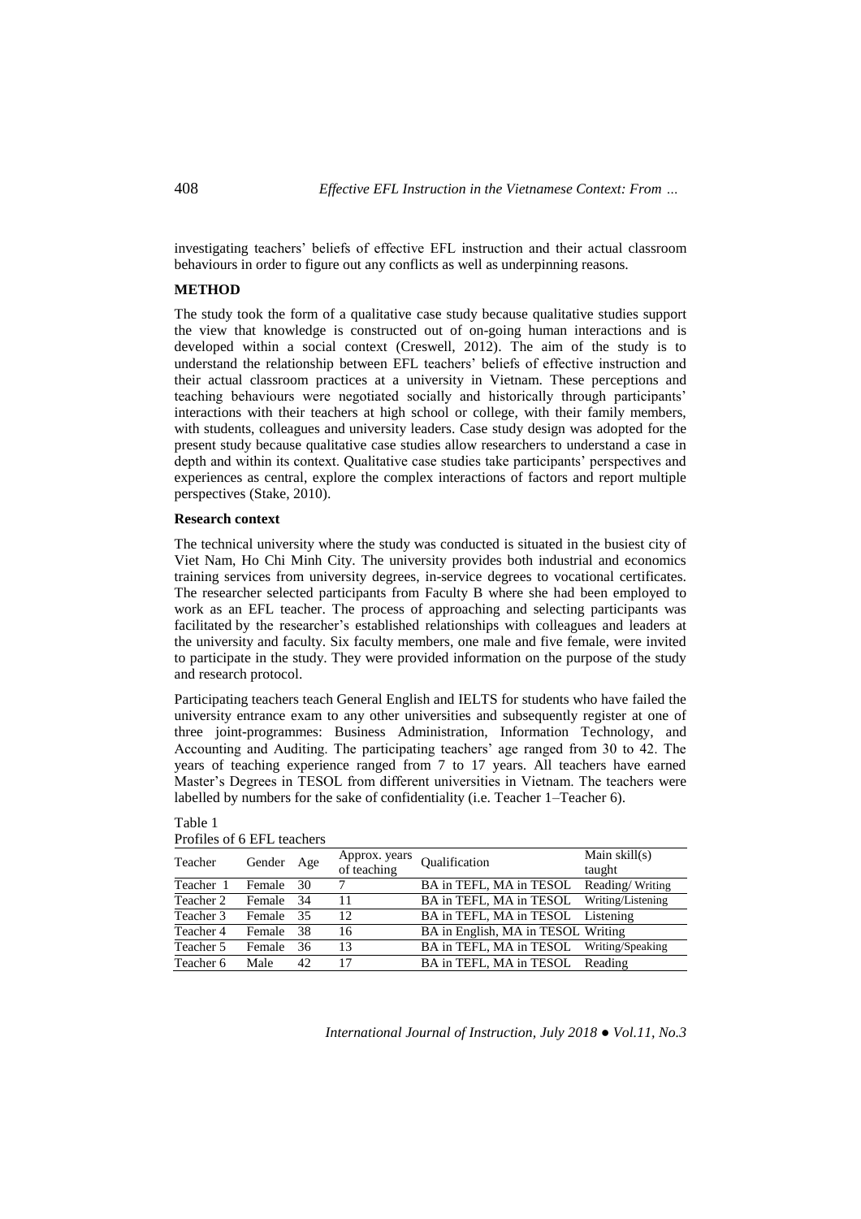investigating teachers' beliefs of effective EFL instruction and their actual classroom behaviours in order to figure out any conflicts as well as underpinning reasons.

## METHOD

The study took the form of a qualitative case study because qualitative studies support the view that knowledge is constructed out of on-going human interactions and is developed within a social context (Creswell, 2012). The aim of the study is to understand the relationship between EFL teachers' beliefs of effective instruction and their actual classroom practices at a university in Vietnam. These perceptions and teaching behaviours were negotiated socially and historically through participants' interactions with their teachers at high school or college, with their family members, with students, colleagues and university leaders. Case study design was adopted for the present study because qualitative case studies allow researchers to understand a case in depth and within its context. Qualitative case studies take participants' perspectives and experiences as central, explore the complex interactions of factors and report multiple perspectives (Stake, 2010).

### Research context

The technical university where the study was conducted is situated in the busiest city of Viet Nam, Ho Chi Minh City. The university provides both industrial and economics training services from university degrees, in-service degrees to vocational certificates. The researcher selected participants from Faculty B where she had been employed to work as an EFL teacher. The process of approaching and selecting participants was facilitated by the researcher's established relationships with colleagues and leaders at the university and faculty. Six faculty members, one male and five female, were invited to participate in the study. They were provided information on the purpose of the study and research protocol.

Participating teachers teach General English and IELTS for students who have failed the university entrance exam to any other universities and subsequently register at one of three joint-programmes: Business Administration, Information Technology, and Accounting and Auditing. The participating teachers' age ranged from 30 to 42. The years of teaching experience ranged from 7 to 17 years. All teachers have earned Master's Degrees in TESOL from different universities in Vietnam. The teachers were labelled by numbers for the sake of confidentiality (i.e. Teacher 1–Teacher 6).

Table 1
Profiles of 6 EFL teachers

| Teacher | Gender | Age | Approx. years of teaching | Qualification | Main skill(s) taught |
|---|---|---|---|---|---|
| Teacher 1 | Female | 30 | 7 | BA in TEFL, MA in TESOL | Reading/ Writing |
| Teacher 2 | Female | 34 | 11 | BA in TEFL, MA in TESOL | Writing/Listening |
| Teacher 3 | Female | 35 | 12 | BA in TEFL, MA in TESOL | Listening |
| Teacher 4 | Female | 38 | 16 | BA in English, MA in TESOL | Writing |
| Teacher 5 | Female | 36 | 13 | BA in TEFL, MA in TESOL | Writing/Speaking |
| Teacher 6 | Male | 42 | 17 | BA in TEFL, MA in TESOL | Reading |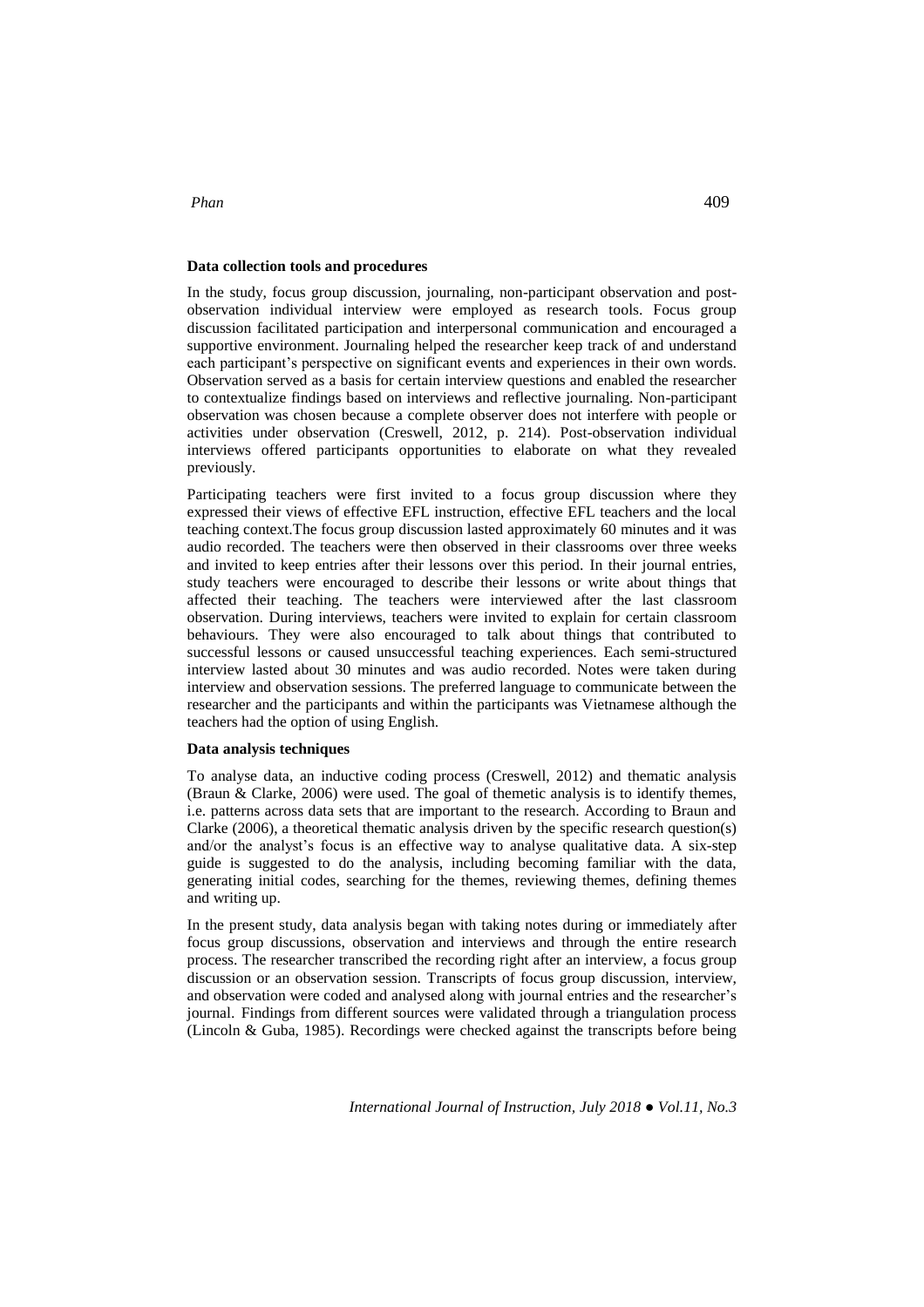**Data collection tools and procedures**

In the study, focus group discussion, journaling, non-participant observation and post-observation individual interview were employed as research tools. Focus group discussion facilitated participation and interpersonal communication and encouraged a supportive environment. Journaling helped the researcher keep track of and understand each participant's perspective on significant events and experiences in their own words. Observation served as a basis for certain interview questions and enabled the researcher to contextualize findings based on interviews and reflective journaling. Non-participant observation was chosen because a complete observer does not interfere with people or activities under observation (Creswell, 2012, p. 214). Post-observation individual interviews offered participants opportunities to elaborate on what they revealed previously.

Participating teachers were first invited to a focus group discussion where they expressed their views of effective EFL instruction, effective EFL teachers and the local teaching context.The focus group discussion lasted approximately 60 minutes and it was audio recorded. The teachers were then observed in their classrooms over three weeks and invited to keep entries after their lessons over this period. In their journal entries, study teachers were encouraged to describe their lessons or write about things that affected their teaching. The teachers were interviewed after the last classroom observation. During interviews, teachers were invited to explain for certain classroom behaviours. They were also encouraged to talk about things that contributed to successful lessons or caused unsuccessful teaching experiences. Each semi-structured interview lasted about 30 minutes and was audio recorded. Notes were taken during interview and observation sessions. The preferred language to communicate between the researcher and the participants and within the participants was Vietnamese although the teachers had the option of using English.

**Data analysis techniques**

To analyse data, an inductive coding process (Creswell, 2012) and thematic analysis (Braun & Clarke, 2006) were used. The goal of themetic analysis is to identify themes, i.e. patterns across data sets that are important to the research. According to Braun and Clarke (2006), a theoretical thematic analysis driven by the specific research question(s) and/or the analyst's focus is an effective way to analyse qualitative data. A six-step guide is suggested to do the analysis, including becoming familiar with the data, generating initial codes, searching for the themes, reviewing themes, defining themes and writing up.

In the present study, data analysis began with taking notes during or immediately after focus group discussions, observation and interviews and through the entire research process. The researcher transcribed the recording right after an interview, a focus group discussion or an observation session. Transcripts of focus group discussion, interview, and observation were coded and analysed along with journal entries and the researcher's journal. Findings from different sources were validated through a triangulation process (Lincoln & Guba, 1985). Recordings were checked against the transcripts before being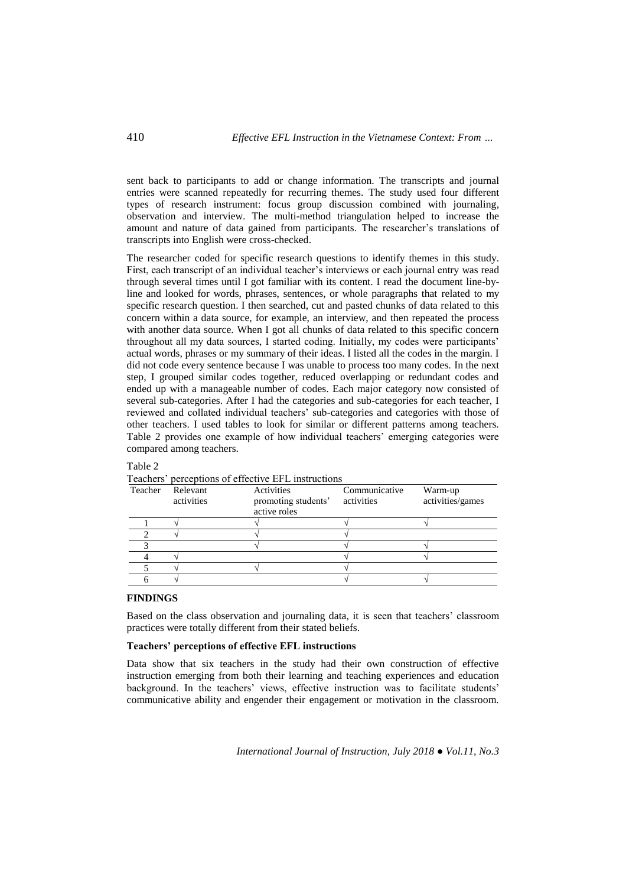sent back to participants to add or change information. The transcripts and journal entries were scanned repeatedly for recurring themes. The study used four different types of research instrument: focus group discussion combined with journaling, observation and interview. The multi-method triangulation helped to increase the amount and nature of data gained from participants. The researcher's translations of transcripts into English were cross-checked.

The researcher coded for specific research questions to identify themes in this study. First, each transcript of an individual teacher's interviews or each journal entry was read through several times until I got familiar with its content. I read the document line-by-line and looked for words, phrases, sentences, or whole paragraphs that related to my specific research question. I then searched, cut and pasted chunks of data related to this concern within a data source, for example, an interview, and then repeated the process with another data source. When I got all chunks of data related to this specific concern throughout all my data sources, I started coding. Initially, my codes were participants' actual words, phrases or my summary of their ideas. I listed all the codes in the margin. I did not code every sentence because I was unable to process too many codes. In the next step, I grouped similar codes together, reduced overlapping or redundant codes and ended up with a manageable number of codes. Each major category now consisted of several sub-categories. After I had the categories and sub-categories for each teacher, I reviewed and collated individual teachers' sub-categories and categories with those of other teachers. I used tables to look for similar or different patterns among teachers. Table 2 provides one example of how individual teachers' emerging categories were compared among teachers.

Table 2
Teachers' perceptions of effective EFL instructions

| Teacher | Relevant activities | Activities promoting students' active roles | Communicative activities | Warm-up activities/games |
|---|---|---|---|---|
| 1 | √ | √ | √ | √ |
| 2 | √ | √ | √ | |
| 3 | | √ | √ | √ |
| 4 | √ | | √ | √ |
| 5 | √ | √ | √ | |
| 6 | √ | | √ | √ |

## FINDINGS

Based on the class observation and journaling data, it is seen that teachers' classroom practices were totally different from their stated beliefs.

### Teachers' perceptions of effective EFL instructions

Data show that six teachers in the study had their own construction of effective instruction emerging from both their learning and teaching experiences and education background. In the teachers' views, effective instruction was to facilitate students' communicative ability and engender their engagement or motivation in the classroom.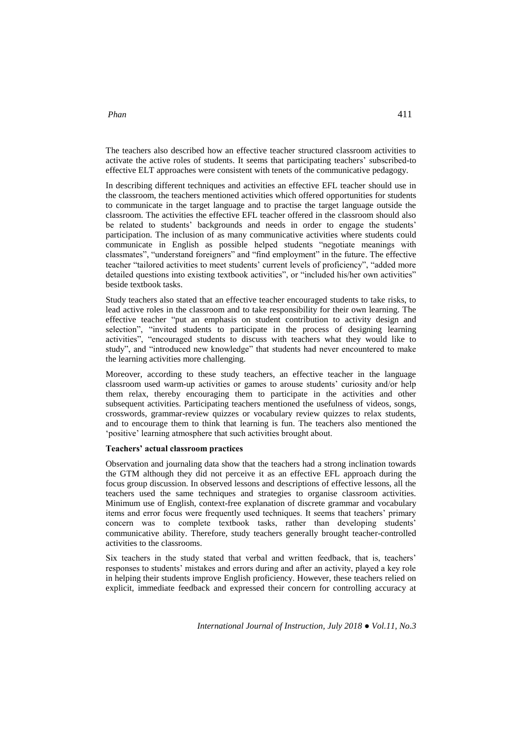The teachers also described how an effective teacher structured classroom activities to activate the active roles of students. It seems that participating teachers' subscribed-to effective ELT approaches were consistent with tenets of the communicative pedagogy.

In describing different techniques and activities an effective EFL teacher should use in the classroom, the teachers mentioned activities which offered opportunities for students to communicate in the target language and to practise the target language outside the classroom. The activities the effective EFL teacher offered in the classroom should also be related to students' backgrounds and needs in order to engage the students' participation. The inclusion of as many communicative activities where students could communicate in English as possible helped students "negotiate meanings with classmates", "understand foreigners" and "find employment" in the future. The effective teacher "tailored activities to meet students' current levels of proficiency", "added more detailed questions into existing textbook activities", or "included his/her own activities" beside textbook tasks.

Study teachers also stated that an effective teacher encouraged students to take risks, to lead active roles in the classroom and to take responsibility for their own learning. The effective teacher "put an emphasis on student contribution to activity design and selection", "invited students to participate in the process of designing learning activities", "encouraged students to discuss with teachers what they would like to study", and "introduced new knowledge" that students had never encountered to make the learning activities more challenging.

Moreover, according to these study teachers, an effective teacher in the language classroom used warm-up activities or games to arouse students' curiosity and/or help them relax, thereby encouraging them to participate in the activities and other subsequent activities. Participating teachers mentioned the usefulness of videos, songs, crosswords, grammar-review quizzes or vocabulary review quizzes to relax students, and to encourage them to think that learning is fun. The teachers also mentioned the 'positive' learning atmosphere that such activities brought about.

**Teachers' actual classroom practices**

Observation and journaling data show that the teachers had a strong inclination towards the GTM although they did not perceive it as an effective EFL approach during the focus group discussion. In observed lessons and descriptions of effective lessons, all the teachers used the same techniques and strategies to organise classroom activities. Minimum use of English, context-free explanation of discrete grammar and vocabulary items and error focus were frequently used techniques. It seems that teachers' primary concern was to complete textbook tasks, rather than developing students' communicative ability. Therefore, study teachers generally brought teacher-controlled activities to the classrooms.

Six teachers in the study stated that verbal and written feedback, that is, teachers' responses to students' mistakes and errors during and after an activity, played a key role in helping their students improve English proficiency. However, these teachers relied on explicit, immediate feedback and expressed their concern for controlling accuracy at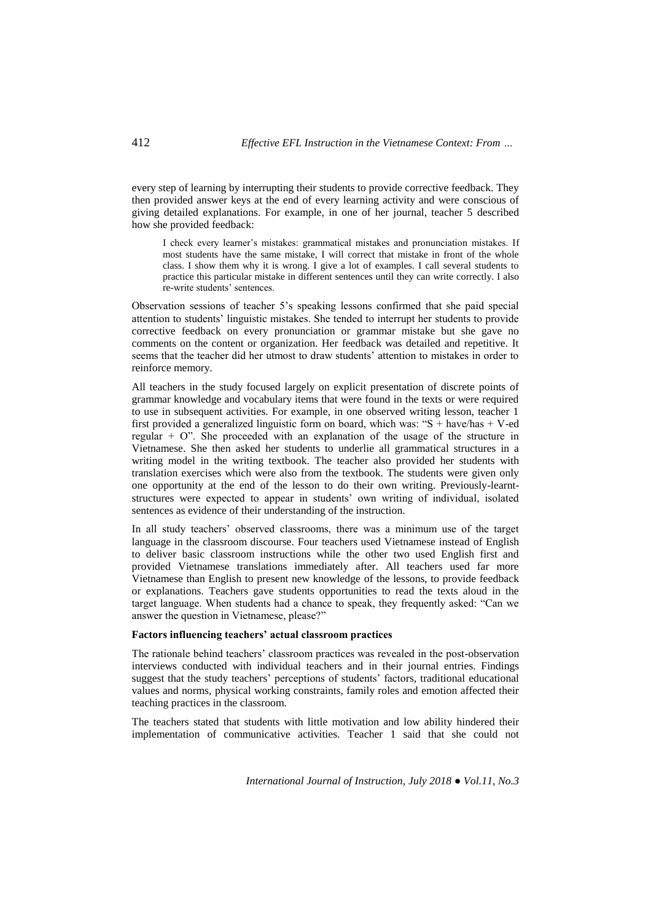every step of learning by interrupting their students to provide corrective feedback. They then provided answer keys at the end of every learning activity and were conscious of giving detailed explanations. For example, in one of her journal, teacher 5 described how she provided feedback:

> I check every learner's mistakes: grammatical mistakes and pronunciation mistakes. If most students have the same mistake, I will correct that mistake in front of the whole class. I show them why it is wrong. I give a lot of examples. I call several students to practice this particular mistake in different sentences until they can write correctly. I also re-write students' sentences.

Observation sessions of teacher 5's speaking lessons confirmed that she paid special attention to students' linguistic mistakes. She tended to interrupt her students to provide corrective feedback on every pronunciation or grammar mistake but she gave no comments on the content or organization. Her feedback was detailed and repetitive. It seems that the teacher did her utmost to draw students' attention to mistakes in order to reinforce memory.

All teachers in the study focused largely on explicit presentation of discrete points of grammar knowledge and vocabulary items that were found in the texts or were required to use in subsequent activities. For example, in one observed writing lesson, teacher 1 first provided a generalized linguistic form on board, which was: "S + have/has + V-ed regular + O". She proceeded with an explanation of the usage of the structure in Vietnamese. She then asked her students to underlie all grammatical structures in a writing model in the writing textbook. The teacher also provided her students with translation exercises which were also from the textbook. The students were given only one opportunity at the end of the lesson to do their own writing. Previously-learnt-structures were expected to appear in students' own writing of individual, isolated sentences as evidence of their understanding of the instruction.

In all study teachers' observed classrooms, there was a minimum use of the target language in the classroom discourse. Four teachers used Vietnamese instead of English to deliver basic classroom instructions while the other two used English first and provided Vietnamese translations immediately after. All teachers used far more Vietnamese than English to present new knowledge of the lessons, to provide feedback or explanations. Teachers gave students opportunities to read the texts aloud in the target language. When students had a chance to speak, they frequently asked: "Can we answer the question in Vietnamese, please?"

**Factors influencing teachers' actual classroom practices**

The rationale behind teachers' classroom practices was revealed in the post-observation interviews conducted with individual teachers and in their journal entries. Findings suggest that the study teachers' perceptions of students' factors, traditional educational values and norms, physical working constraints, family roles and emotion affected their teaching practices in the classroom.

The teachers stated that students with little motivation and low ability hindered their implementation of communicative activities. Teacher 1 said that she could not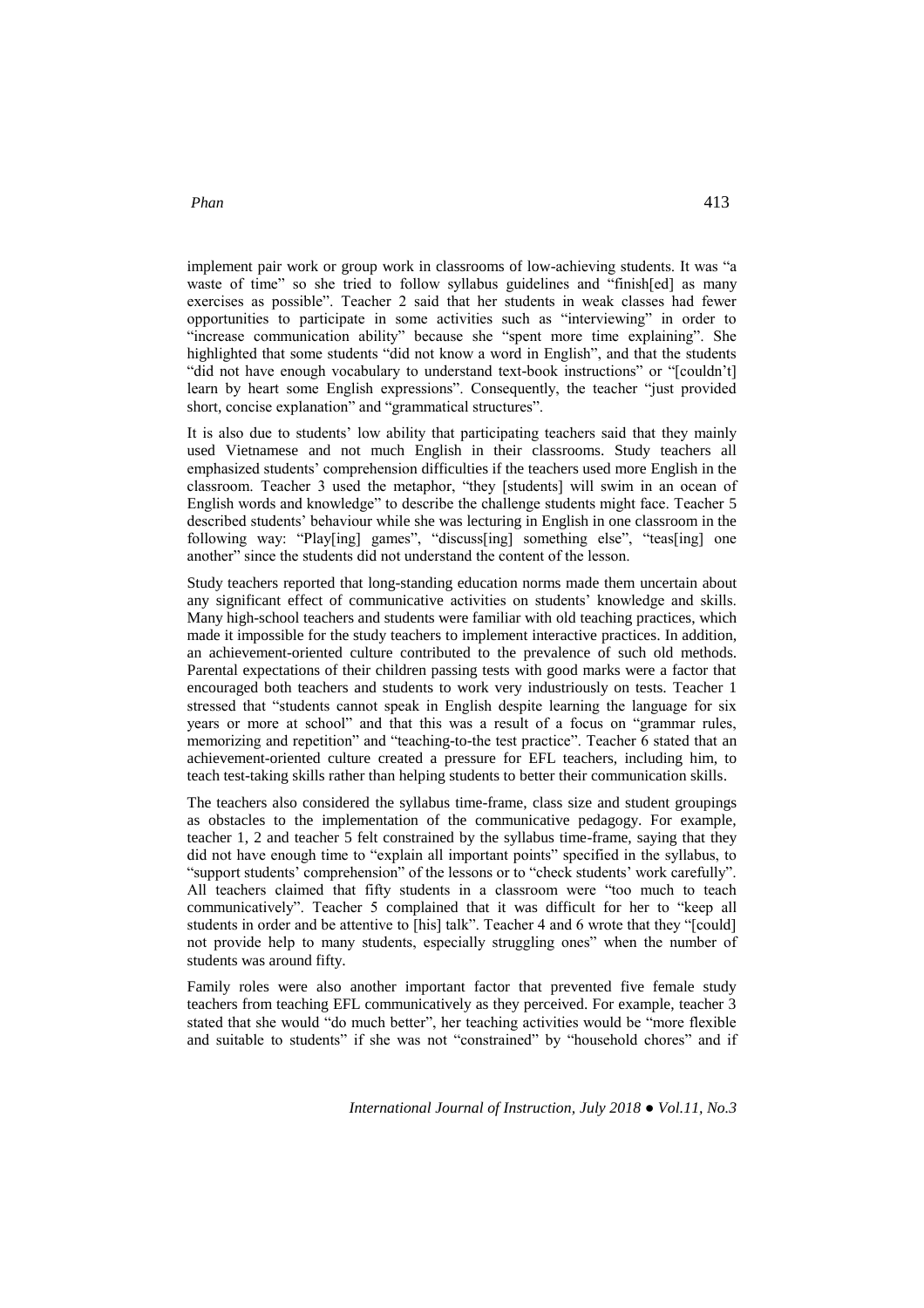implement pair work or group work in classrooms of low-achieving students. It was "a waste of time" so she tried to follow syllabus guidelines and "finish[ed] as many exercises as possible". Teacher 2 said that her students in weak classes had fewer opportunities to participate in some activities such as "interviewing" in order to "increase communication ability" because she "spent more time explaining". She highlighted that some students "did not know a word in English", and that the students "did not have enough vocabulary to understand text-book instructions" or "[couldn't] learn by heart some English expressions". Consequently, the teacher "just provided short, concise explanation" and "grammatical structures".

It is also due to students' low ability that participating teachers said that they mainly used Vietnamese and not much English in their classrooms. Study teachers all emphasized students' comprehension difficulties if the teachers used more English in the classroom. Teacher 3 used the metaphor, "they [students] will swim in an ocean of English words and knowledge" to describe the challenge students might face. Teacher 5 described students' behaviour while she was lecturing in English in one classroom in the following way: "Play[ing] games", "discuss[ing] something else", "teas[ing] one another" since the students did not understand the content of the lesson.

Study teachers reported that long-standing education norms made them uncertain about any significant effect of communicative activities on students' knowledge and skills. Many high-school teachers and students were familiar with old teaching practices, which made it impossible for the study teachers to implement interactive practices. In addition, an achievement-oriented culture contributed to the prevalence of such old methods. Parental expectations of their children passing tests with good marks were a factor that encouraged both teachers and students to work very industriously on tests. Teacher 1 stressed that "students cannot speak in English despite learning the language for six years or more at school" and that this was a result of a focus on "grammar rules, memorizing and repetition" and "teaching-to-the test practice". Teacher 6 stated that an achievement-oriented culture created a pressure for EFL teachers, including him, to teach test-taking skills rather than helping students to better their communication skills.

The teachers also considered the syllabus time-frame, class size and student groupings as obstacles to the implementation of the communicative pedagogy. For example, teacher 1, 2 and teacher 5 felt constrained by the syllabus time-frame, saying that they did not have enough time to "explain all important points" specified in the syllabus, to "support students' comprehension" of the lessons or to "check students' work carefully". All teachers claimed that fifty students in a classroom were "too much to teach communicatively". Teacher 5 complained that it was difficult for her to "keep all students in order and be attentive to [his] talk". Teacher 4 and 6 wrote that they "[could] not provide help to many students, especially struggling ones" when the number of students was around fifty.

Family roles were also another important factor that prevented five female study teachers from teaching EFL communicatively as they perceived. For example, teacher 3 stated that she would "do much better", her teaching activities would be "more flexible and suitable to students" if she was not "constrained" by "household chores" and if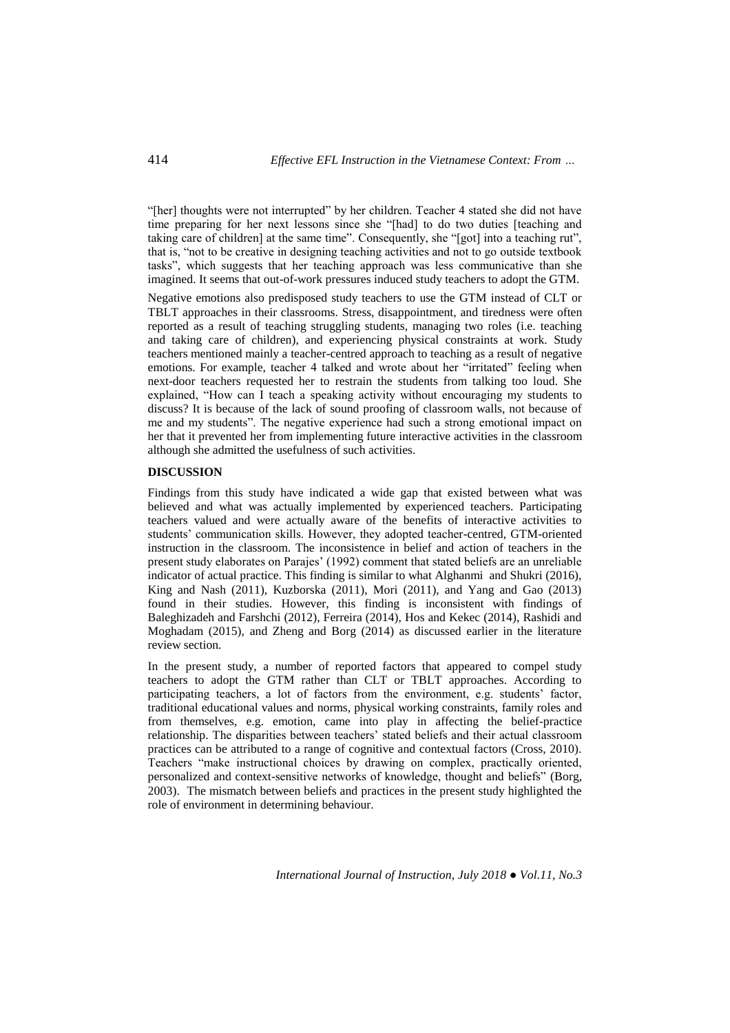"[her] thoughts were not interrupted" by her children. Teacher 4 stated she did not have time preparing for her next lessons since she "[had] to do two duties [teaching and taking care of children] at the same time". Consequently, she "[got] into a teaching rut", that is, "not to be creative in designing teaching activities and not to go outside textbook tasks", which suggests that her teaching approach was less communicative than she imagined. It seems that out-of-work pressures induced study teachers to adopt the GTM.

Negative emotions also predisposed study teachers to use the GTM instead of CLT or TBLT approaches in their classrooms. Stress, disappointment, and tiredness were often reported as a result of teaching struggling students, managing two roles (i.e. teaching and taking care of children), and experiencing physical constraints at work. Study teachers mentioned mainly a teacher-centred approach to teaching as a result of negative emotions. For example, teacher 4 talked and wrote about her "irritated" feeling when next-door teachers requested her to restrain the students from talking too loud. She explained, "How can I teach a speaking activity without encouraging my students to discuss? It is because of the lack of sound proofing of classroom walls, not because of me and my students". The negative experience had such a strong emotional impact on her that it prevented her from implementing future interactive activities in the classroom although she admitted the usefulness of such activities.

## DISCUSSION

Findings from this study have indicated a wide gap that existed between what was believed and what was actually implemented by experienced teachers. Participating teachers valued and were actually aware of the benefits of interactive activities to students' communication skills. However, they adopted teacher-centred, GTM-oriented instruction in the classroom. The inconsistence in belief and action of teachers in the present study elaborates on Parajes' (1992) comment that stated beliefs are an unreliable indicator of actual practice. This finding is similar to what Alghanmi and Shukri (2016), King and Nash (2011), Kuzborska (2011), Mori (2011), and Yang and Gao (2013) found in their studies. However, this finding is inconsistent with findings of Baleghizadeh and Farshchi (2012), Ferreira (2014), Hos and Kekec (2014), Rashidi and Moghadam (2015), and Zheng and Borg (2014) as discussed earlier in the literature review section.

In the present study, a number of reported factors that appeared to compel study teachers to adopt the GTM rather than CLT or TBLT approaches. According to participating teachers, a lot of factors from the environment, e.g. students' factor, traditional educational values and norms, physical working constraints, family roles and from themselves, e.g. emotion, came into play in affecting the belief-practice relationship. The disparities between teachers' stated beliefs and their actual classroom practices can be attributed to a range of cognitive and contextual factors (Cross, 2010). Teachers "make instructional choices by drawing on complex, practically oriented, personalized and context-sensitive networks of knowledge, thought and beliefs" (Borg, 2003). The mismatch between beliefs and practices in the present study highlighted the role of environment in determining behaviour.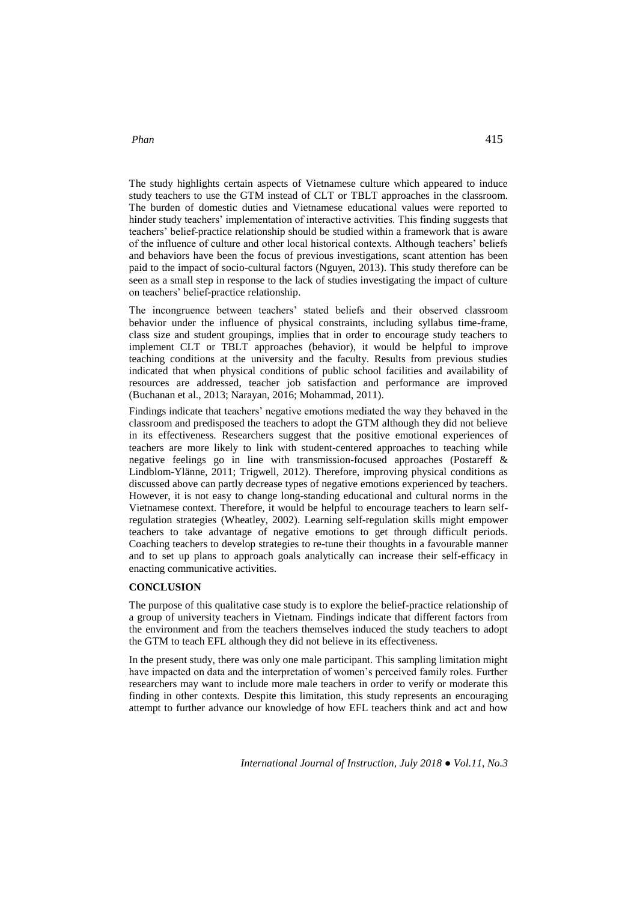The study highlights certain aspects of Vietnamese culture which appeared to induce study teachers to use the GTM instead of CLT or TBLT approaches in the classroom. The burden of domestic duties and Vietnamese educational values were reported to hinder study teachers' implementation of interactive activities. This finding suggests that teachers' belief-practice relationship should be studied within a framework that is aware of the influence of culture and other local historical contexts. Although teachers' beliefs and behaviors have been the focus of previous investigations, scant attention has been paid to the impact of socio-cultural factors (Nguyen, 2013). This study therefore can be seen as a small step in response to the lack of studies investigating the impact of culture on teachers' belief-practice relationship.

The incongruence between teachers' stated beliefs and their observed classroom behavior under the influence of physical constraints, including syllabus time-frame, class size and student groupings, implies that in order to encourage study teachers to implement CLT or TBLT approaches (behavior), it would be helpful to improve teaching conditions at the university and the faculty. Results from previous studies indicated that when physical conditions of public school facilities and availability of resources are addressed, teacher job satisfaction and performance are improved (Buchanan et al., 2013; Narayan, 2016; Mohammad, 2011).

Findings indicate that teachers' negative emotions mediated the way they behaved in the classroom and predisposed the teachers to adopt the GTM although they did not believe in its effectiveness. Researchers suggest that the positive emotional experiences of teachers are more likely to link with student-centered approaches to teaching while negative feelings go in line with transmission-focused approaches (Postareff & Lindblom-Ylänne, 2011; Trigwell, 2012). Therefore, improving physical conditions as discussed above can partly decrease types of negative emotions experienced by teachers. However, it is not easy to change long-standing educational and cultural norms in the Vietnamese context. Therefore, it would be helpful to encourage teachers to learn self-regulation strategies (Wheatley, 2002). Learning self-regulation skills might empower teachers to take advantage of negative emotions to get through difficult periods. Coaching teachers to develop strategies to re-tune their thoughts in a favourable manner and to set up plans to approach goals analytically can increase their self-efficacy in enacting communicative activities.

## CONCLUSION

The purpose of this qualitative case study is to explore the belief-practice relationship of a group of university teachers in Vietnam. Findings indicate that different factors from the environment and from the teachers themselves induced the study teachers to adopt the GTM to teach EFL although they did not believe in its effectiveness.

In the present study, there was only one male participant. This sampling limitation might have impacted on data and the interpretation of women's perceived family roles. Further researchers may want to include more male teachers in order to verify or moderate this finding in other contexts. Despite this limitation, this study represents an encouraging attempt to further advance our knowledge of how EFL teachers think and act and how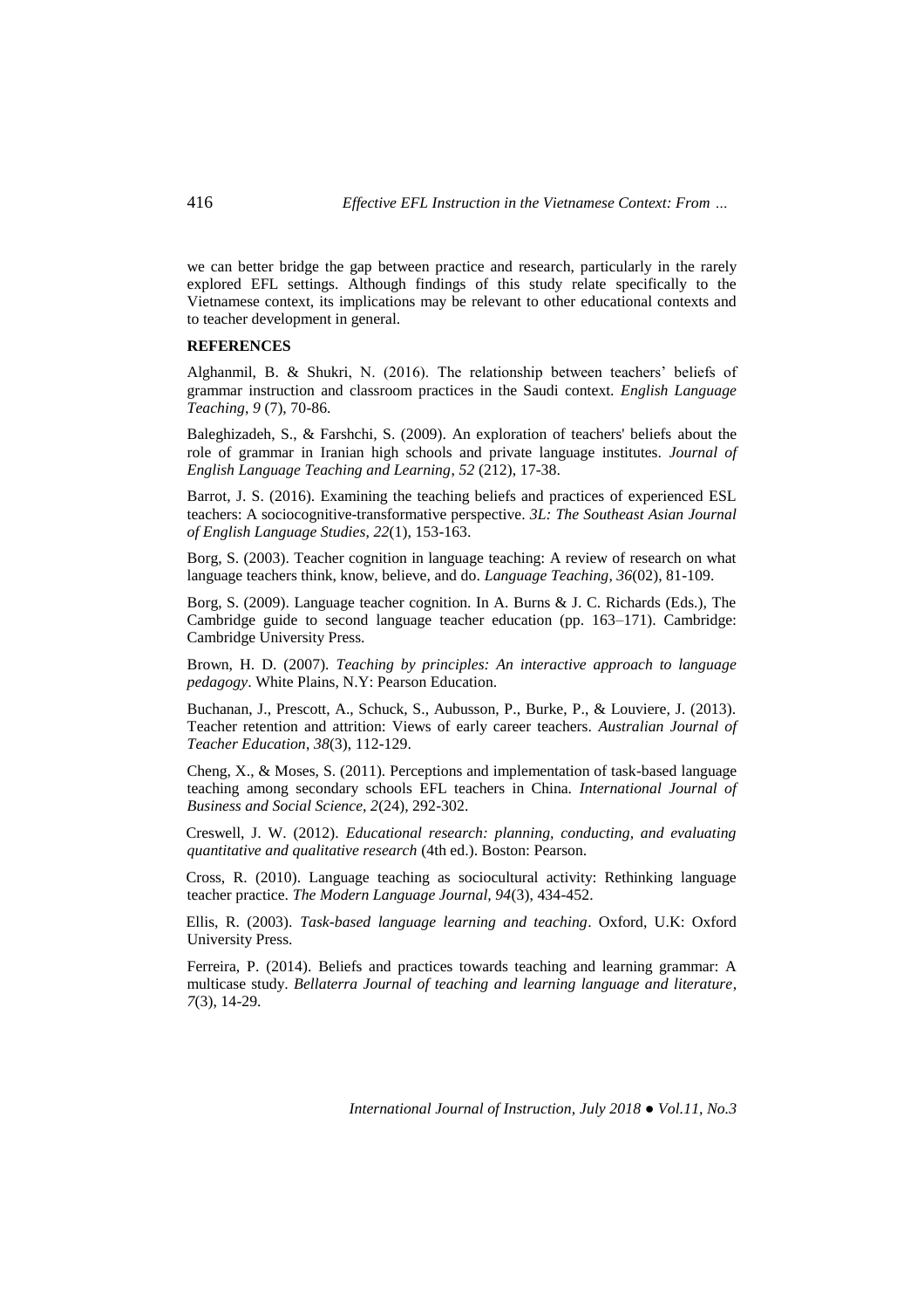we can better bridge the gap between practice and research, particularly in the rarely explored EFL settings. Although findings of this study relate specifically to the Vietnamese context, its implications may be relevant to other educational contexts and to teacher development in general.

## REFERENCES

Alghanmil, B. & Shukri, N. (2016). The relationship between teachers' beliefs of grammar instruction and classroom practices in the Saudi context. *English Language Teaching*, *9* (7), 70-86.

Baleghizadeh, S., & Farshchi, S. (2009). An exploration of teachers' beliefs about the role of grammar in Iranian high schools and private language institutes. *Journal of English Language Teaching and Learning*, *52* (212), 17-38.

Barrot, J. S. (2016). Examining the teaching beliefs and practices of experienced ESL teachers: A sociocognitive-transformative perspective. *3L: The Southeast Asian Journal of English Language Studies*, *22*(1), 153-163.

Borg, S. (2003). Teacher cognition in language teaching: A review of research on what language teachers think, know, believe, and do. *Language Teaching*, *36*(02), 81-109.

Borg, S. (2009). Language teacher cognition. In A. Burns & J. C. Richards (Eds.), The Cambridge guide to second language teacher education (pp. 163–171). Cambridge: Cambridge University Press.

Brown, H. D. (2007). *Teaching by principles: An interactive approach to language pedagogy*. White Plains, N.Y: Pearson Education.

Buchanan, J., Prescott, A., Schuck, S., Aubusson, P., Burke, P., & Louviere, J. (2013). Teacher retention and attrition: Views of early career teachers. *Australian Journal of Teacher Education*, *38*(3), 112-129.

Cheng, X., & Moses, S. (2011). Perceptions and implementation of task-based language teaching among secondary schools EFL teachers in China. *International Journal of Business and Social Science*, *2*(24), 292-302.

Creswell, J. W. (2012). *Educational research: planning, conducting, and evaluating quantitative and qualitative research* (4th ed.). Boston: Pearson.

Cross, R. (2010). Language teaching as sociocultural activity: Rethinking language teacher practice. *The Modern Language Journal, 94*(3), 434-452.

Ellis, R. (2003). *Task-based language learning and teaching*. Oxford, U.K: Oxford University Press.

Ferreira, P. (2014). Beliefs and practices towards teaching and learning grammar: A multicase study. *Bellaterra Journal of teaching and learning language and literature*, *7*(3), 14-29.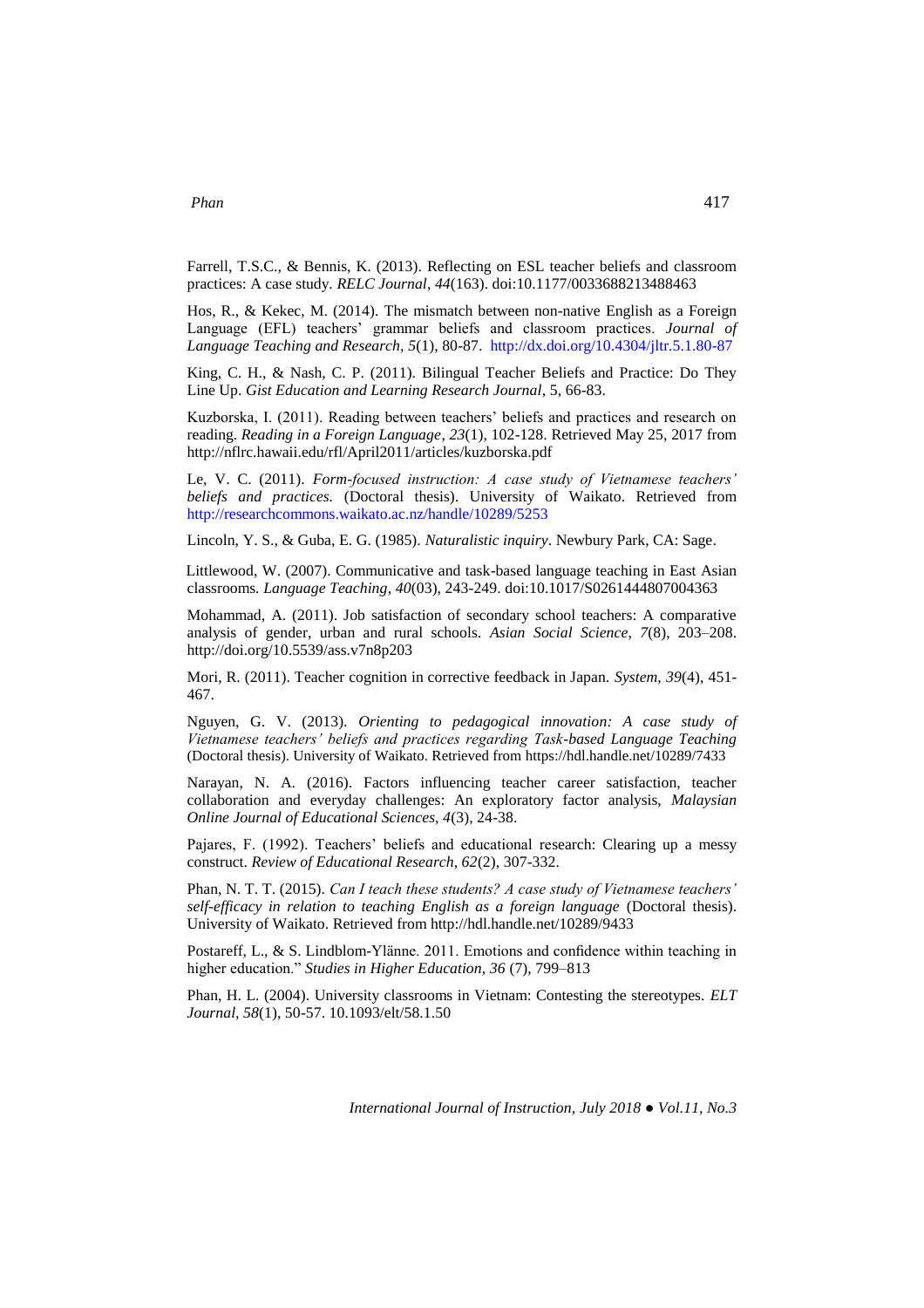Farrell, T.S.C., & Bennis, K. (2013). Reflecting on ESL teacher beliefs and classroom practices: A case study. *RELC Journal*, *44*(163). doi:10.1177/0033688213488463

Hos, R., & Kekec, M. (2014). The mismatch between non-native English as a Foreign Language (EFL) teachers' grammar beliefs and classroom practices. *Journal of Language Teaching and Research*, *5*(1), 80-87. http://dx.doi.org/10.4304/jltr.5.1.80-87

King, C. H., & Nash, C. P. (2011). Bilingual Teacher Beliefs and Practice: Do They Line Up. *Gist Education and Learning Research Journal*, 5, 66-83.

Kuzborska, I. (2011). Reading between teachers' beliefs and practices and research on reading. *Reading in a Foreign Language*, *23*(1), 102-128. Retrieved May 25, 2017 from http://nflrc.hawaii.edu/rfl/April2011/articles/kuzborska.pdf

Le, V. C. (2011). *Form-focused instruction: A case study of Vietnamese teachers' beliefs and practices.* (Doctoral thesis). University of Waikato. Retrieved from http://researchcommons.waikato.ac.nz/handle/10289/5253

Lincoln, Y. S., & Guba, E. G. (1985). *Naturalistic inquiry*. Newbury Park, CA: Sage.

Littlewood, W. (2007). Communicative and task-based language teaching in East Asian classrooms. *Language Teaching*, *40*(03), 243-249. doi:10.1017/S0261444807004363

Mohammad, A. (2011). Job satisfaction of secondary school teachers: A comparative analysis of gender, urban and rural schools. *Asian Social Science*, *7*(8), 203–208. http://doi.org/10.5539/ass.v7n8p203

Mori, R. (2011). Teacher cognition in corrective feedback in Japan. *System, 39*(4), 451-467.

Nguyen, G. V. (2013). *Orienting to pedagogical innovation: A case study of Vietnamese teachers' beliefs and practices regarding Task-based Language Teaching* (Doctoral thesis). University of Waikato. Retrieved from https://hdl.handle.net/10289/7433

Narayan, N. A. (2016). Factors influencing teacher career satisfaction, teacher collaboration and everyday challenges: An exploratory factor analysis, *Malaysian Online Journal of Educational Sciences, 4*(3), 24-38.

Pajares, F. (1992). Teachers' beliefs and educational research: Clearing up a messy construct. *Review of Educational Research*, *62*(2), 307-332.

Phan, N. T. T. (2015). *Can I teach these students? A case study of Vietnamese teachers' self-efficacy in relation to teaching English as a foreign language* (Doctoral thesis). University of Waikato. Retrieved from http://hdl.handle.net/10289/9433

Postareff, L., & S. Lindblom-Ylänne. 2011. Emotions and confidence within teaching in higher education." *Studies in Higher Education, 36* (7), 799–813

Phan, H. L. (2004). University classrooms in Vietnam: Contesting the stereotypes. *ELT Journal, 58*(1), 50-57. 10.1093/elt/58.1.50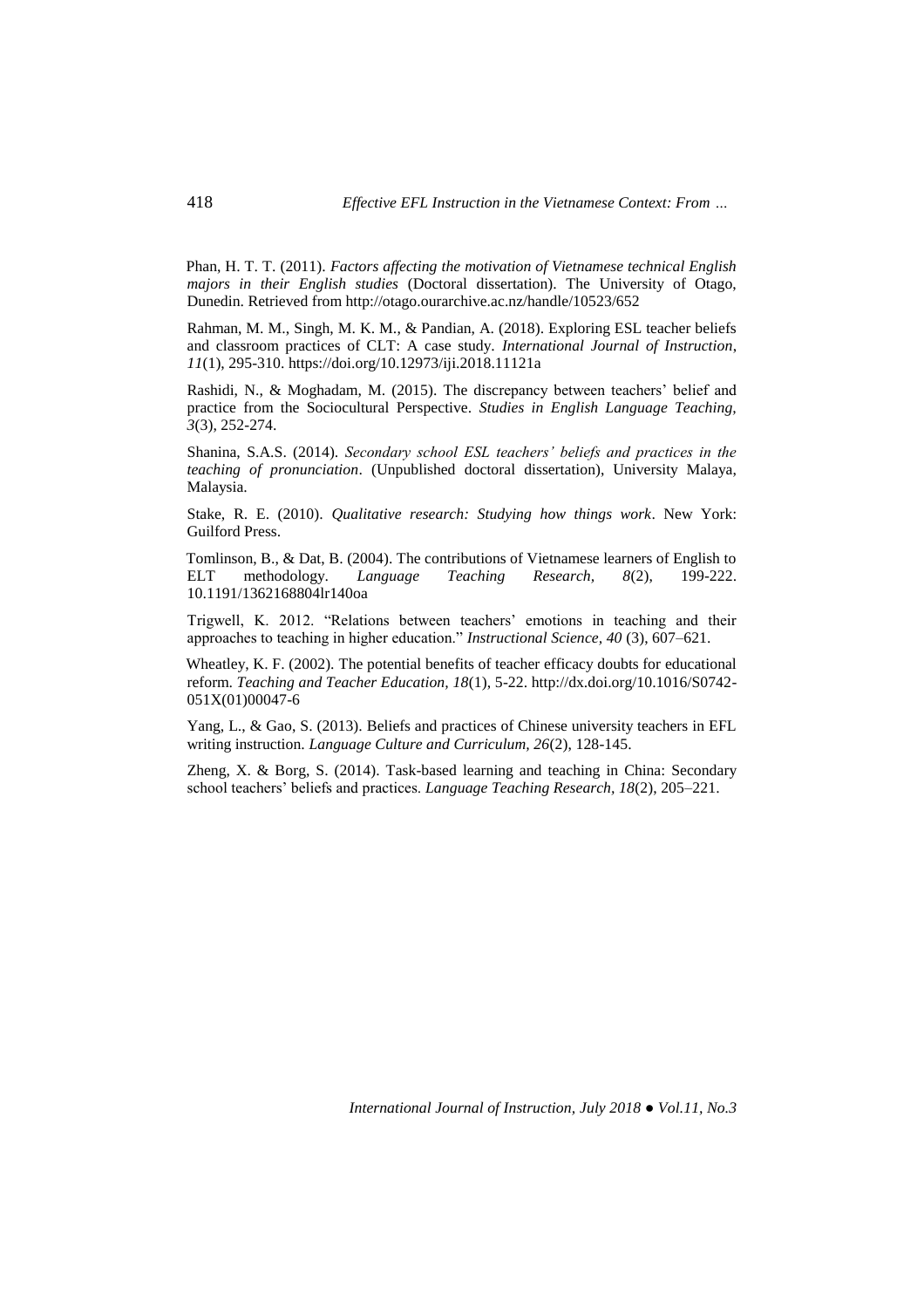Phan, H. T. T. (2011). *Factors affecting the motivation of Vietnamese technical English majors in their English studies* (Doctoral dissertation). The University of Otago, Dunedin. Retrieved from http://otago.ourarchive.ac.nz/handle/10523/652

Rahman, M. M., Singh, M. K. M., & Pandian, A. (2018). Exploring ESL teacher beliefs and classroom practices of CLT: A case study. *International Journal of Instruction, 11*(1), 295-310. https://doi.org/10.12973/iji.2018.11121a

Rashidi, N., & Moghadam, M. (2015). The discrepancy between teachers' belief and practice from the Sociocultural Perspective. *Studies in English Language Teaching, 3*(3), 252-274.

Shanina, S.A.S. (2014). *Secondary school ESL teachers' beliefs and practices in the teaching of pronunciation*. (Unpublished doctoral dissertation), University Malaya, Malaysia.

Stake, R. E. (2010). *Qualitative research: Studying how things work*. New York: Guilford Press.

Tomlinson, B., & Dat, B. (2004). The contributions of Vietnamese learners of English to ELT methodology. *Language Teaching Research, 8*(2), 199-222. 10.1191/1362168804lr140oa

Trigwell, K. 2012. "Relations between teachers' emotions in teaching and their approaches to teaching in higher education." *Instructional Science, 40* (3), 607–621.

Wheatley, K. F. (2002). The potential benefits of teacher efficacy doubts for educational reform. *Teaching and Teacher Education, 18*(1), 5-22. http://dx.doi.org/10.1016/S0742-051X(01)00047-6

Yang, L., & Gao, S. (2013). Beliefs and practices of Chinese university teachers in EFL writing instruction. *Language Culture and Curriculum, 26*(2), 128-145.

Zheng, X. & Borg, S. (2014). Task-based learning and teaching in China: Secondary school teachers' beliefs and practices. *Language Teaching Research, 18*(2), 205–221.